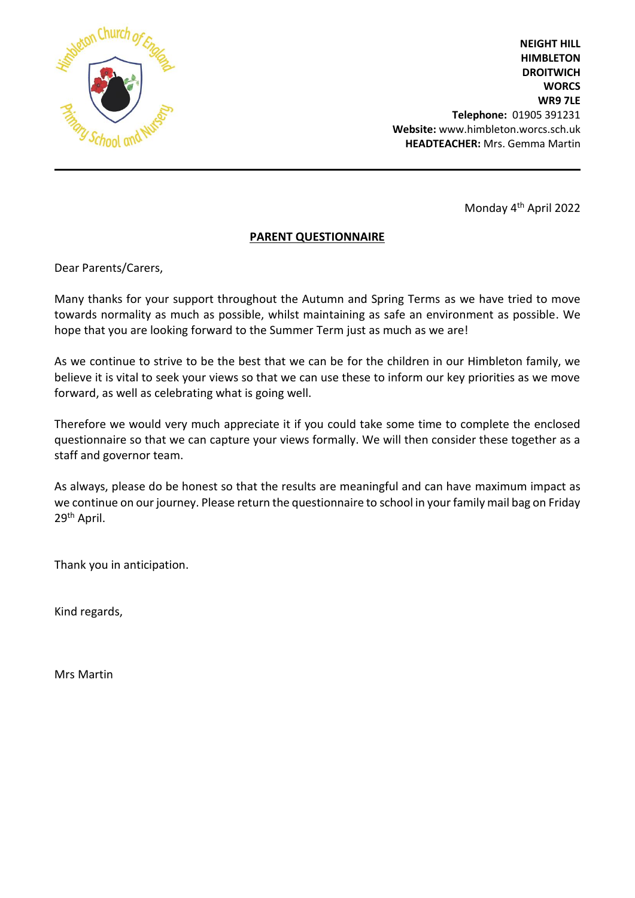NEIGHT HILL
HIMBLETON
DROITWICH
WORCS
WR9 7LE
**Telephone:** 01905 391231
**Website:** www.himbleton.worcs.sch.uk
**HEADTEACHER:** Mrs. Gemma Martin

---

Monday 4th April 2022

## PARENT QUESTIONNAIRE

Dear Parents/Carers,

Many thanks for your support throughout the Autumn and Spring Terms as we have tried to move towards normality as much as possible, whilst maintaining as safe an environment as possible. We hope that you are looking forward to the Summer Term just as much as we are!

As we continue to strive to be the best that we can be for the children in our Himbleton family, we believe it is vital to seek your views so that we can use these to inform our key priorities as we move forward, as well as celebrating what is going well.

Therefore we would very much appreciate it if you could take some time to complete the enclosed questionnaire so that we can capture your views formally. We will then consider these together as a staff and governor team.

As always, please do be honest so that the results are meaningful and can have maximum impact as we continue on our journey. Please return the questionnaire to school in your family mail bag on Friday 29th April.

Thank you in anticipation.

Kind regards,

Mrs Martin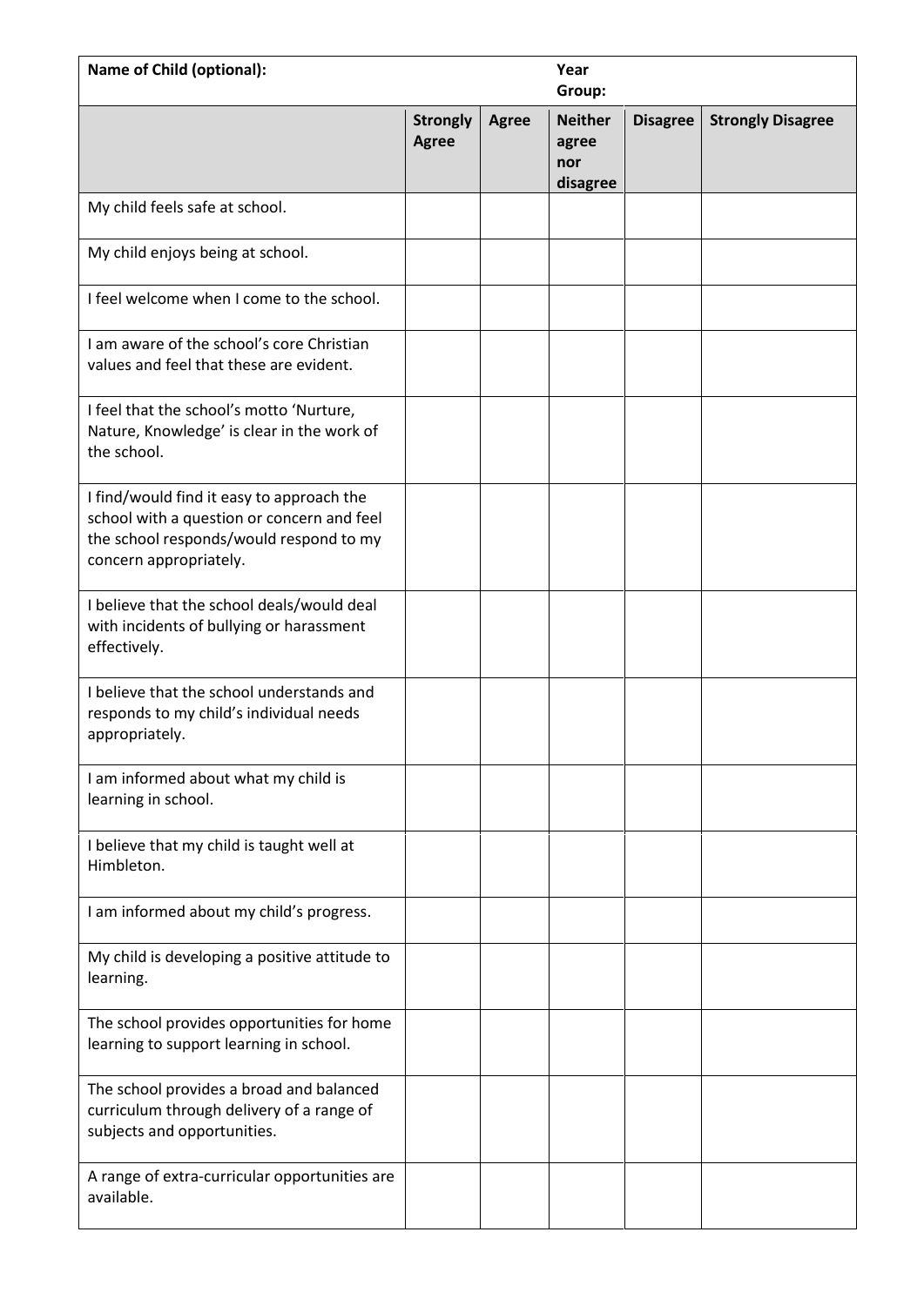| Name of Child (optional): | | | Year Group: | | |
|---|---|---|---|---|---|
| | **Strongly Agree** | **Agree** | **Neither agree nor disagree** | **Disagree** | **Strongly Disagree** |
| My child feels safe at school. | | | | | |
| My child enjoys being at school. | | | | | |
| I feel welcome when I come to the school. | | | | | |
| I am aware of the school's core Christian values and feel that these are evident. | | | | | |
| I feel that the school's motto 'Nurture, Nature, Knowledge' is clear in the work of the school. | | | | | |
| I find/would find it easy to approach the school with a question or concern and feel the school responds/would respond to my concern appropriately. | | | | | |
| I believe that the school deals/would deal with incidents of bullying or harassment effectively. | | | | | |
| I believe that the school understands and responds to my child's individual needs appropriately. | | | | | |
| I am informed about what my child is learning in school. | | | | | |
| I believe that my child is taught well at Himbleton. | | | | | |
| I am informed about my child's progress. | | | | | |
| My child is developing a positive attitude to learning. | | | | | |
| The school provides opportunities for home learning to support learning in school. | | | | | |
| The school provides a broad and balanced curriculum through delivery of a range of subjects and opportunities. | | | | | |
| A range of extra-curricular opportunities are available. | | | | | |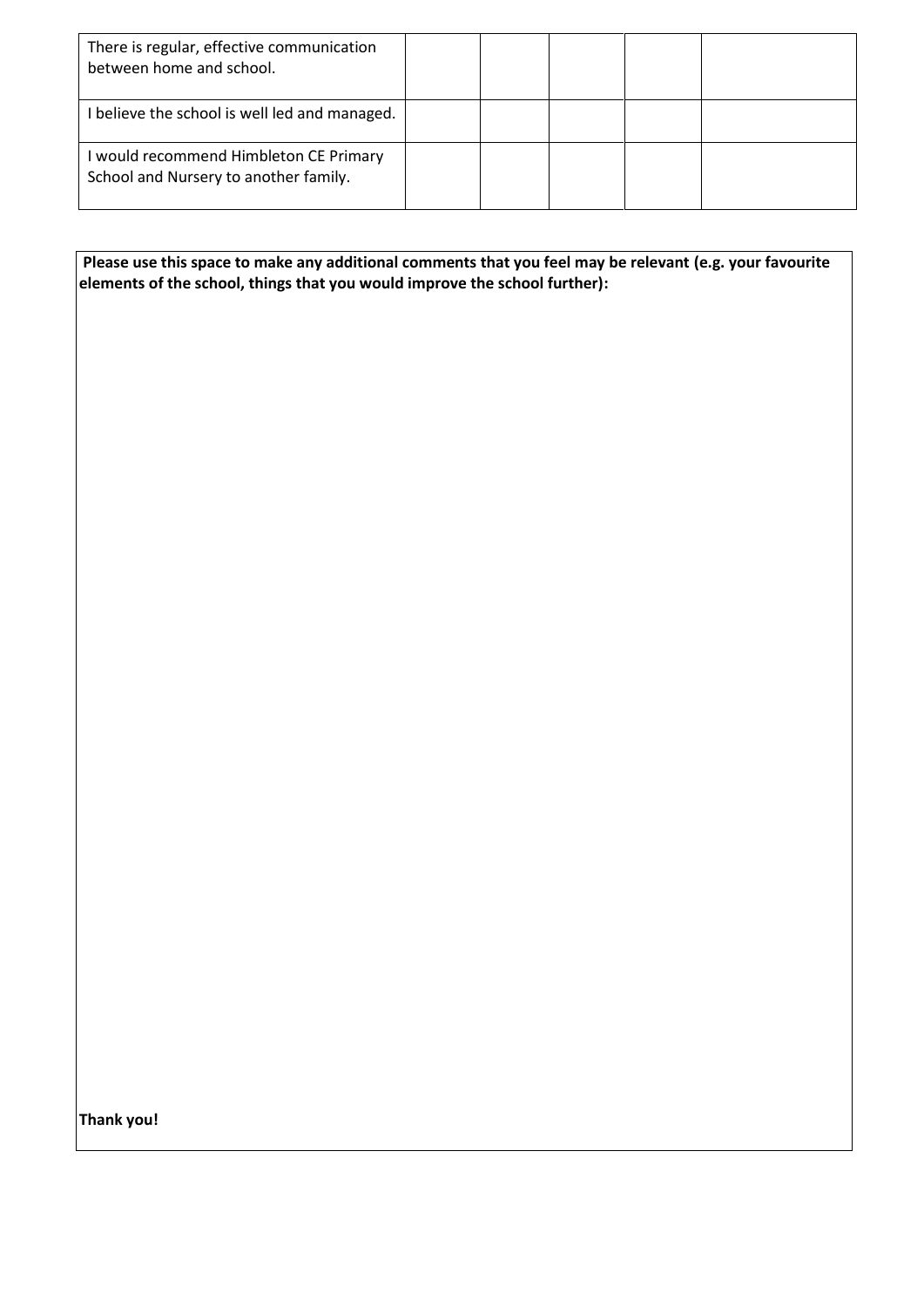| | | | | | |
|---|---|---|---|---|---|
| There is regular, effective communication between home and school. | | | | | |
| I believe the school is well led and managed. | | | | | |
| I would recommend Himbleton CE Primary School and Nursery to another family. | | | | | |

**Please use this space to make any additional comments that you feel may be relevant (e.g. your favourite elements of the school, things that you would improve the school further):**

**Thank you!**